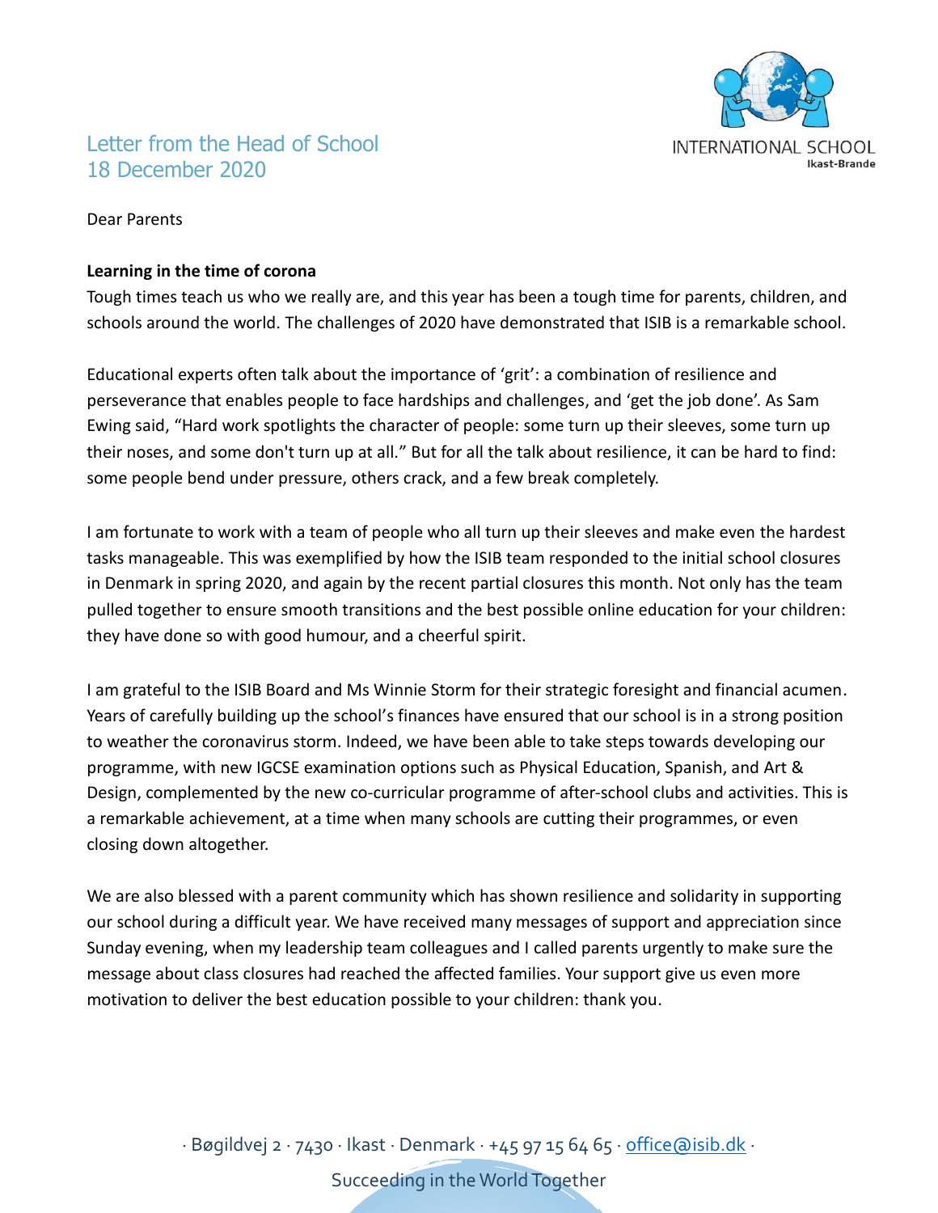# Letter from the Head of School
## 18 December 2020

Dear Parents

**Learning in the time of corona**

Tough times teach us who we really are, and this year has been a tough time for parents, children, and schools around the world. The challenges of 2020 have demonstrated that ISIB is a remarkable school.

Educational experts often talk about the importance of 'grit': a combination of resilience and perseverance that enables people to face hardships and challenges, and 'get the job done'. As Sam Ewing said, "Hard work spotlights the character of people: some turn up their sleeves, some turn up their noses, and some don't turn up at all." But for all the talk about resilience, it can be hard to find: some people bend under pressure, others crack, and a few break completely.

I am fortunate to work with a team of people who all turn up their sleeves and make even the hardest tasks manageable. This was exemplified by how the ISIB team responded to the initial school closures in Denmark in spring 2020, and again by the recent partial closures this month. Not only has the team pulled together to ensure smooth transitions and the best possible online education for your children: they have done so with good humour, and a cheerful spirit.

I am grateful to the ISIB Board and Ms Winnie Storm for their strategic foresight and financial acumen. Years of carefully building up the school's finances have ensured that our school is in a strong position to weather the coronavirus storm. Indeed, we have been able to take steps towards developing our programme, with new IGCSE examination options such as Physical Education, Spanish, and Art & Design, complemented by the new co-curricular programme of after-school clubs and activities. This is a remarkable achievement, at a time when many schools are cutting their programmes, or even closing down altogether.

We are also blessed with a parent community which has shown resilience and solidarity in supporting our school during a difficult year. We have received many messages of support and appreciation since Sunday evening, when my leadership team colleagues and I called parents urgently to make sure the message about class closures had reached the affected families. Your support give us even more motivation to deliver the best education possible to your children: thank you.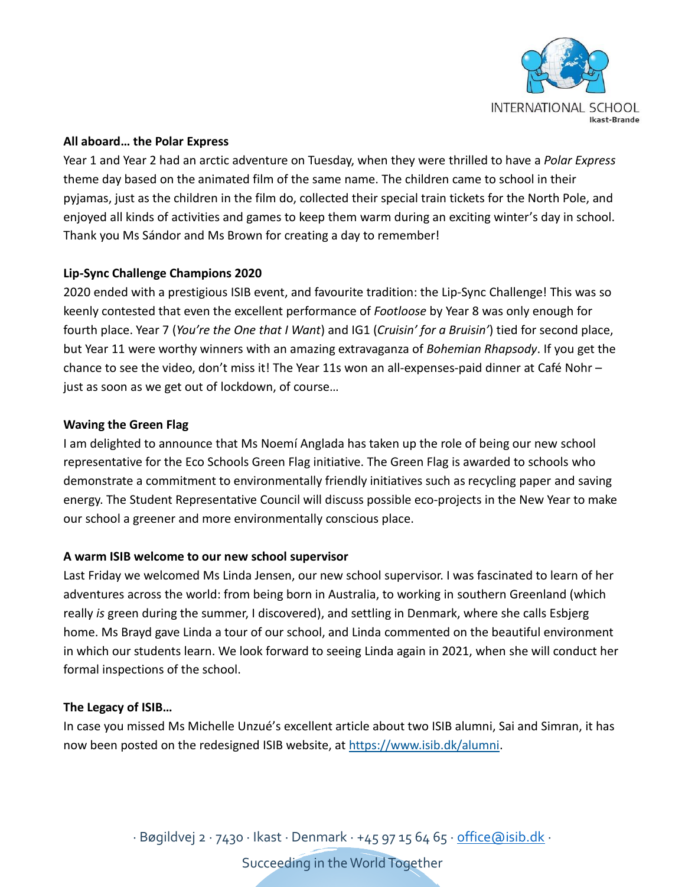**All aboard… the Polar Express**

Year 1 and Year 2 had an arctic adventure on Tuesday, when they were thrilled to have a *Polar Express* theme day based on the animated film of the same name. The children came to school in their pyjamas, just as the children in the film do, collected their special train tickets for the North Pole, and enjoyed all kinds of activities and games to keep them warm during an exciting winter's day in school. Thank you Ms Sándor and Ms Brown for creating a day to remember!

**Lip-Sync Challenge Champions 2020**

2020 ended with a prestigious ISIB event, and favourite tradition: the Lip-Sync Challenge! This was so keenly contested that even the excellent performance of *Footloose* by Year 8 was only enough for fourth place. Year 7 (*You're the One that I Want*) and IG1 (*Cruisin' for a Bruisin'*) tied for second place, but Year 11 were worthy winners with an amazing extravaganza of *Bohemian Rhapsody*. If you get the chance to see the video, don't miss it! The Year 11s won an all-expenses-paid dinner at Café Nohr – just as soon as we get out of lockdown, of course…

**Waving the Green Flag**

I am delighted to announce that Ms Noemí Anglada has taken up the role of being our new school representative for the Eco Schools Green Flag initiative. The Green Flag is awarded to schools who demonstrate a commitment to environmentally friendly initiatives such as recycling paper and saving energy. The Student Representative Council will discuss possible eco-projects in the New Year to make our school a greener and more environmentally conscious place.

**A warm ISIB welcome to our new school supervisor**

Last Friday we welcomed Ms Linda Jensen, our new school supervisor. I was fascinated to learn of her adventures across the world: from being born in Australia, to working in southern Greenland (which really *is* green during the summer, I discovered), and settling in Denmark, where she calls Esbjerg home. Ms Brayd gave Linda a tour of our school, and Linda commented on the beautiful environment in which our students learn. We look forward to seeing Linda again in 2021, when she will conduct her formal inspections of the school.

**The Legacy of ISIB…**

In case you missed Ms Michelle Unzué's excellent article about two ISIB alumni, Sai and Simran, it has now been posted on the redesigned ISIB website, at https://www.isib.dk/alumni.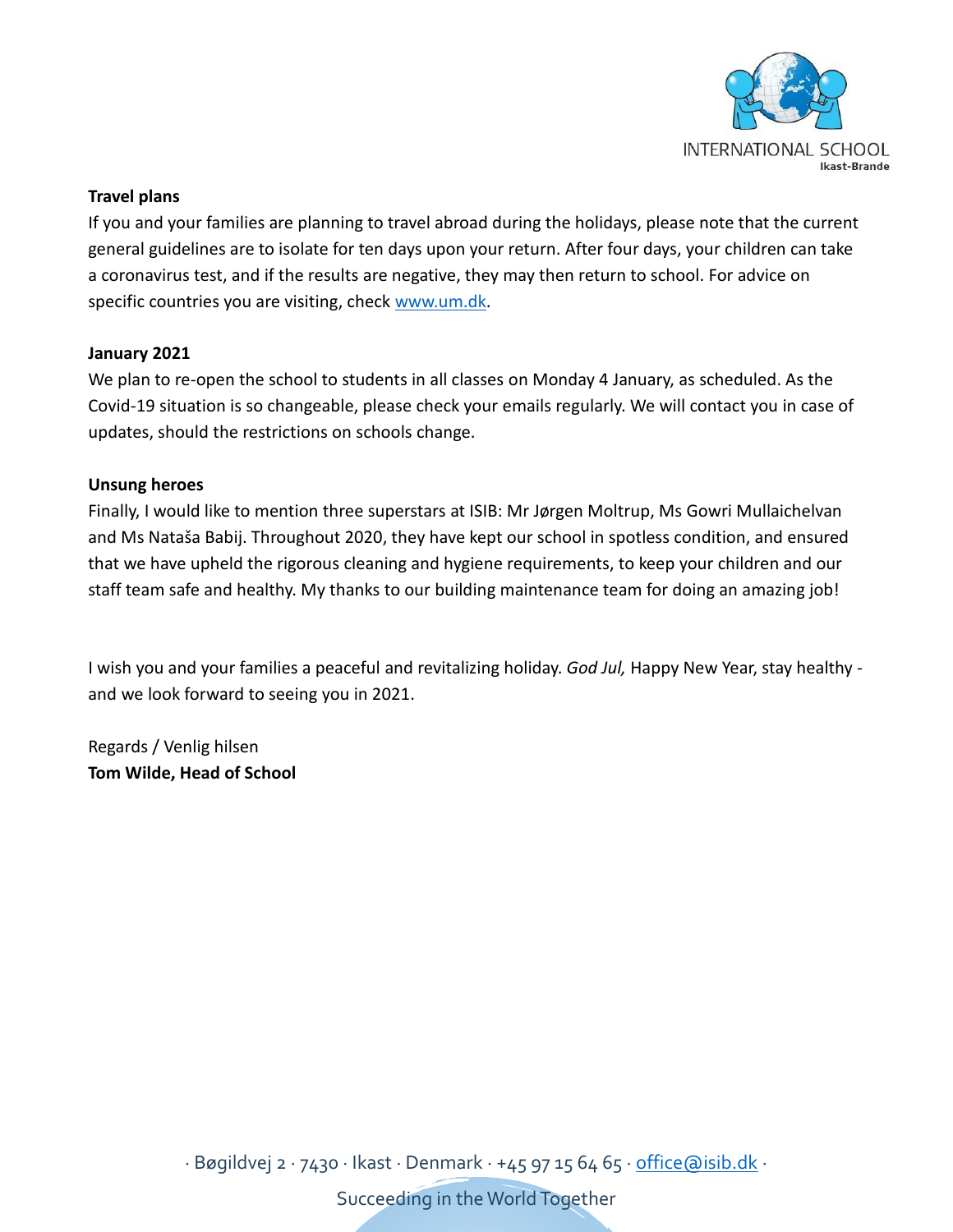**Travel plans**

If you and your families are planning to travel abroad during the holidays, please note that the current general guidelines are to isolate for ten days upon your return. After four days, your children can take a coronavirus test, and if the results are negative, they may then return to school. For advice on specific countries you are visiting, check [www.um.dk](http://www.um.dk).

**January 2021**

We plan to re-open the school to students in all classes on Monday 4 January, as scheduled. As the Covid-19 situation is so changeable, please check your emails regularly. We will contact you in case of updates, should the restrictions on schools change.

**Unsung heroes**

Finally, I would like to mention three superstars at ISIB: Mr Jørgen Moltrup, Ms Gowri Mullaichelvan and Ms Nataša Babij. Throughout 2020, they have kept our school in spotless condition, and ensured that we have upheld the rigorous cleaning and hygiene requirements, to keep your children and our staff team safe and healthy. My thanks to our building maintenance team for doing an amazing job!

I wish you and your families a peaceful and revitalizing holiday. *God Jul,* Happy New Year, stay healthy - and we look forward to seeing you in 2021.

Regards / Venlig hilsen

**Tom Wilde, Head of School**